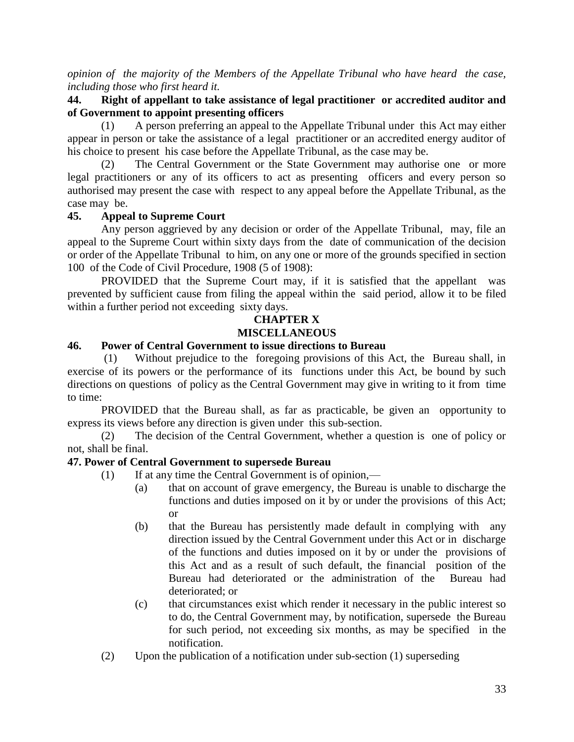*opinion of the majority of the Members of the Appellate Tribunal who have heard the case, including those who first heard it.*

**44. Right of appellant to take assistance of legal practitioner or accredited auditor and of Government to appoint presenting officers**

(1) A person preferring an appeal to the Appellate Tribunal under this Act may either appear in person or take the assistance of a legal practitioner or an accredited energy auditor of his choice to present his case before the Appellate Tribunal, as the case may be.

(2) The Central Government or the State Government may authorise one or more legal practitioners or any of its officers to act as presenting officers and every person so authorised may present the case with respect to any appeal before the Appellate Tribunal, as the case may be.

**45. Appeal to Supreme Court**

Any person aggrieved by any decision or order of the Appellate Tribunal, may, file an appeal to the Supreme Court within sixty days from the date of communication of the decision or order of the Appellate Tribunal to him, on any one or more of the grounds specified in section 100 of the Code of Civil Procedure, 1908 (5 of 1908):

PROVIDED that the Supreme Court may, if it is satisfied that the appellant was prevented by sufficient cause from filing the appeal within the said period, allow it to be filed within a further period not exceeding sixty days.

## CHAPTER X
## MISCELLANEOUS

**46. Power of Central Government to issue directions to Bureau**

(1) Without prejudice to the foregoing provisions of this Act, the Bureau shall, in exercise of its powers or the performance of its functions under this Act, be bound by such directions on questions of policy as the Central Government may give in writing to it from time to time:

PROVIDED that the Bureau shall, as far as practicable, be given an opportunity to express its views before any direction is given under this sub-section.

(2) The decision of the Central Government, whether a question is one of policy or not, shall be final.

**47. Power of Central Government to supersede Bureau**

(1) If at any time the Central Government is of opinion,—

(a) that on account of grave emergency, the Bureau is unable to discharge the functions and duties imposed on it by or under the provisions of this Act; or

(b) that the Bureau has persistently made default in complying with any direction issued by the Central Government under this Act or in discharge of the functions and duties imposed on it by or under the provisions of this Act and as a result of such default, the financial position of the Bureau had deteriorated or the administration of the Bureau had deteriorated; or

(c) that circumstances exist which render it necessary in the public interest so to do, the Central Government may, by notification, supersede the Bureau for such period, not exceeding six months, as may be specified in the notification.

(2) Upon the publication of a notification under sub-section (1) superseding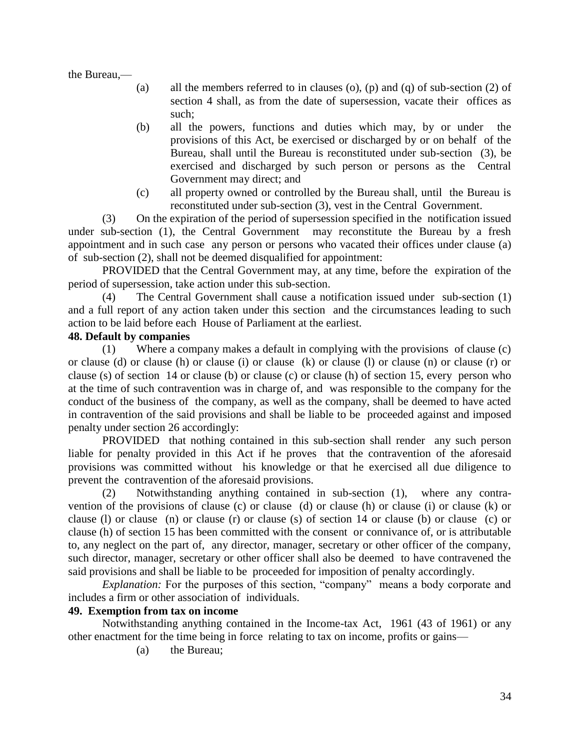the Bureau,—

(a) all the members referred to in clauses (o), (p) and (q) of sub-section (2) of section 4 shall, as from the date of supersession, vacate their offices as such;

(b) all the powers, functions and duties which may, by or under the provisions of this Act, be exercised or discharged by or on behalf of the Bureau, shall until the Bureau is reconstituted under sub-section (3), be exercised and discharged by such person or persons as the Central Government may direct; and

(c) all property owned or controlled by the Bureau shall, until the Bureau is reconstituted under sub-section (3), vest in the Central Government.

(3) On the expiration of the period of supersession specified in the notification issued under sub-section (1), the Central Government may reconstitute the Bureau by a fresh appointment and in such case any person or persons who vacated their offices under clause (a) of sub-section (2), shall not be deemed disqualified for appointment:

PROVIDED that the Central Government may, at any time, before the expiration of the period of supersession, take action under this sub-section.

(4) The Central Government shall cause a notification issued under sub-section (1) and a full report of any action taken under this section and the circumstances leading to such action to be laid before each House of Parliament at the earliest.

**48. Default by companies**

(1) Where a company makes a default in complying with the provisions of clause (c) or clause (d) or clause (h) or clause (i) or clause (k) or clause (l) or clause (n) or clause (r) or clause (s) of section 14 or clause (b) or clause (c) or clause (h) of section 15, every person who at the time of such contravention was in charge of, and was responsible to the company for the conduct of the business of the company, as well as the company, shall be deemed to have acted in contravention of the said provisions and shall be liable to be proceeded against and imposed penalty under section 26 accordingly:

PROVIDED that nothing contained in this sub-section shall render any such person liable for penalty provided in this Act if he proves that the contravention of the aforesaid provisions was committed without his knowledge or that he exercised all due diligence to prevent the contravention of the aforesaid provisions.

(2) Notwithstanding anything contained in sub-section (1), where any contravention of the provisions of clause (c) or clause (d) or clause (h) or clause (i) or clause (k) or clause (l) or clause (n) or clause (r) or clause (s) of section 14 or clause (b) or clause (c) or clause (h) of section 15 has been committed with the consent or connivance of, or is attributable to, any neglect on the part of, any director, manager, secretary or other officer of the company, such director, manager, secretary or other officer shall also be deemed to have contravened the said provisions and shall be liable to be proceeded for imposition of penalty accordingly.

*Explanation:* For the purposes of this section, "company" means a body corporate and includes a firm or other association of individuals.

**49. Exemption from tax on income**

Notwithstanding anything contained in the Income-tax Act, 1961 (43 of 1961) or any other enactment for the time being in force relating to tax on income, profits or gains—

(a) the Bureau;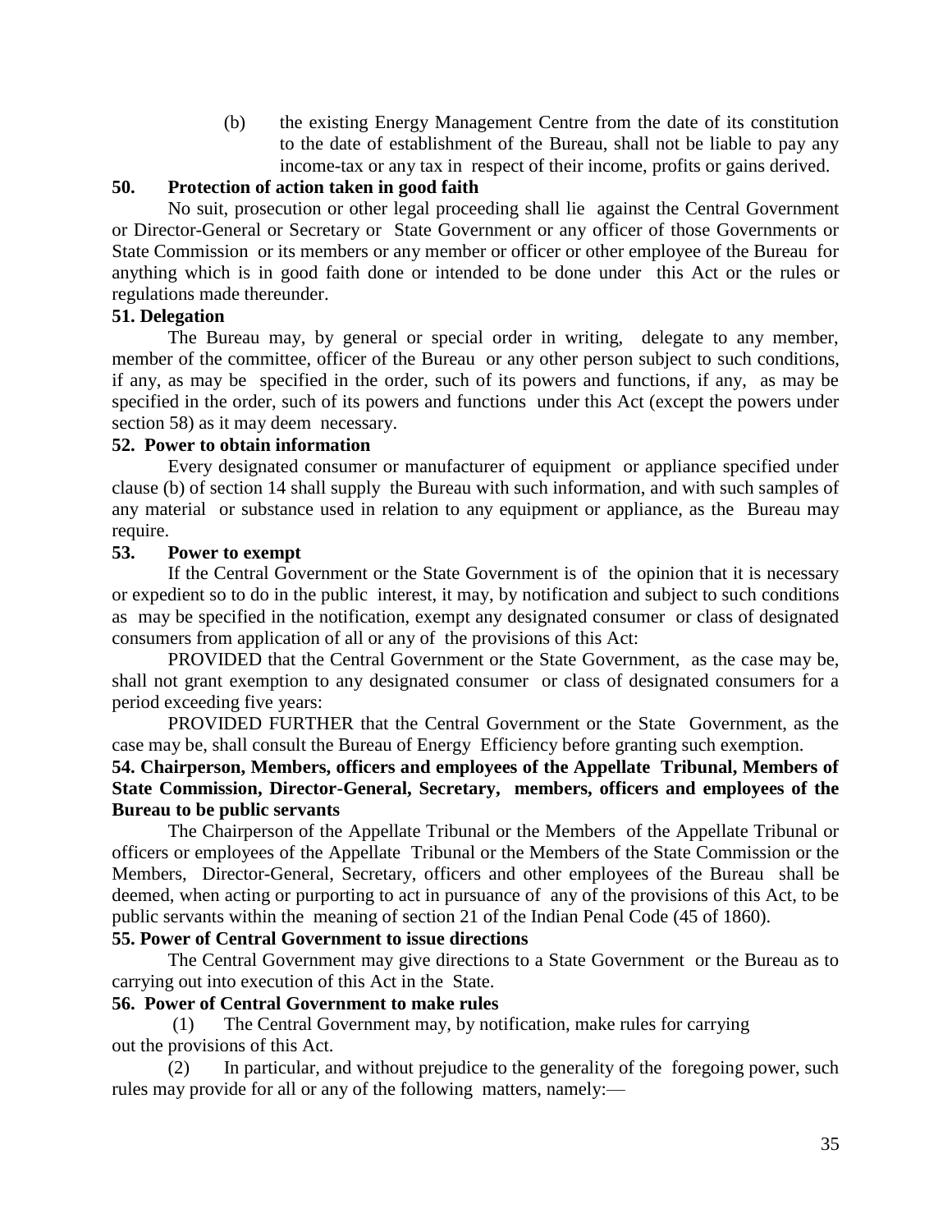(b) the existing Energy Management Centre from the date of its constitution to the date of establishment of the Bureau, shall not be liable to pay any income-tax or any tax in respect of their income, profits or gains derived.

**50. Protection of action taken in good faith**

No suit, prosecution or other legal proceeding shall lie against the Central Government or Director-General or Secretary or State Government or any officer of those Governments or State Commission or its members or any member or officer or other employee of the Bureau for anything which is in good faith done or intended to be done under this Act or the rules or regulations made thereunder.

**51. Delegation**

The Bureau may, by general or special order in writing, delegate to any member, member of the committee, officer of the Bureau or any other person subject to such conditions, if any, as may be specified in the order, such of its powers and functions, if any, as may be specified in the order, such of its powers and functions under this Act (except the powers under section 58) as it may deem necessary.

**52. Power to obtain information**

Every designated consumer or manufacturer of equipment or appliance specified under clause (b) of section 14 shall supply the Bureau with such information, and with such samples of any material or substance used in relation to any equipment or appliance, as the Bureau may require.

**53. Power to exempt**

If the Central Government or the State Government is of the opinion that it is necessary or expedient so to do in the public interest, it may, by notification and subject to such conditions as may be specified in the notification, exempt any designated consumer or class of designated consumers from application of all or any of the provisions of this Act:

PROVIDED that the Central Government or the State Government, as the case may be, shall not grant exemption to any designated consumer or class of designated consumers for a period exceeding five years:

PROVIDED FURTHER that the Central Government or the State Government, as the case may be, shall consult the Bureau of Energy Efficiency before granting such exemption.

**54. Chairperson, Members, officers and employees of the Appellate Tribunal, Members of State Commission, Director-General, Secretary, members, officers and employees of the Bureau to be public servants**

The Chairperson of the Appellate Tribunal or the Members of the Appellate Tribunal or officers or employees of the Appellate Tribunal or the Members of the State Commission or the Members, Director-General, Secretary, officers and other employees of the Bureau shall be deemed, when acting or purporting to act in pursuance of any of the provisions of this Act, to be public servants within the meaning of section 21 of the Indian Penal Code (45 of 1860).

**55. Power of Central Government to issue directions**

The Central Government may give directions to a State Government or the Bureau as to carrying out into execution of this Act in the State.

**56. Power of Central Government to make rules**

(1) The Central Government may, by notification, make rules for carrying out the provisions of this Act.

(2) In particular, and without prejudice to the generality of the foregoing power, such rules may provide for all or any of the following matters, namely:—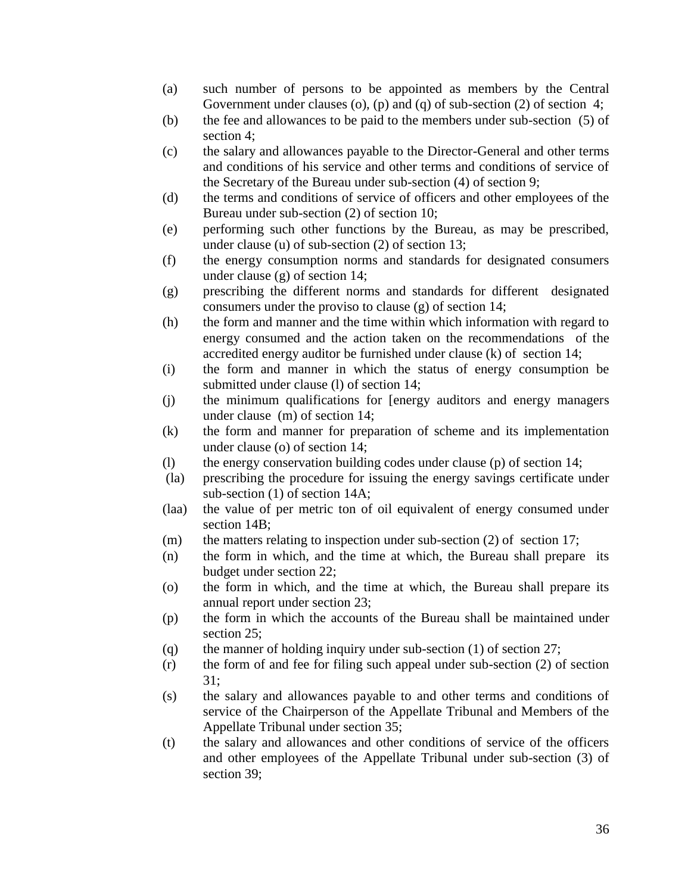(a) such number of persons to be appointed as members by the Central Government under clauses (o), (p) and (q) of sub-section (2) of section 4;

(b) the fee and allowances to be paid to the members under sub-section (5) of section 4;

(c) the salary and allowances payable to the Director-General and other terms and conditions of his service and other terms and conditions of service of the Secretary of the Bureau under sub-section (4) of section 9;

(d) the terms and conditions of service of officers and other employees of the Bureau under sub-section (2) of section 10;

(e) performing such other functions by the Bureau, as may be prescribed, under clause (u) of sub-section (2) of section 13;

(f) the energy consumption norms and standards for designated consumers under clause (g) of section 14;

(g) prescribing the different norms and standards for different designated consumers under the proviso to clause (g) of section 14;

(h) the form and manner and the time within which information with regard to energy consumed and the action taken on the recommendations of the accredited energy auditor be furnished under clause (k) of section 14;

(i) the form and manner in which the status of energy consumption be submitted under clause (l) of section 14;

(j) the minimum qualifications for [energy auditors and energy managers under clause (m) of section 14;

(k) the form and manner for preparation of scheme and its implementation under clause (o) of section 14;

(l) the energy conservation building codes under clause (p) of section 14;

(la) prescribing the procedure for issuing the energy savings certificate under sub-section (1) of section 14A;

(laa) the value of per metric ton of oil equivalent of energy consumed under section 14B;

(m) the matters relating to inspection under sub-section (2) of section 17;

(n) the form in which, and the time at which, the Bureau shall prepare its budget under section 22;

(o) the form in which, and the time at which, the Bureau shall prepare its annual report under section 23;

(p) the form in which the accounts of the Bureau shall be maintained under section 25;

(q) the manner of holding inquiry under sub-section (1) of section 27;

(r) the form of and fee for filing such appeal under sub-section (2) of section 31;

(s) the salary and allowances payable to and other terms and conditions of service of the Chairperson of the Appellate Tribunal and Members of the Appellate Tribunal under section 35;

(t) the salary and allowances and other conditions of service of the officers and other employees of the Appellate Tribunal under sub-section (3) of section 39;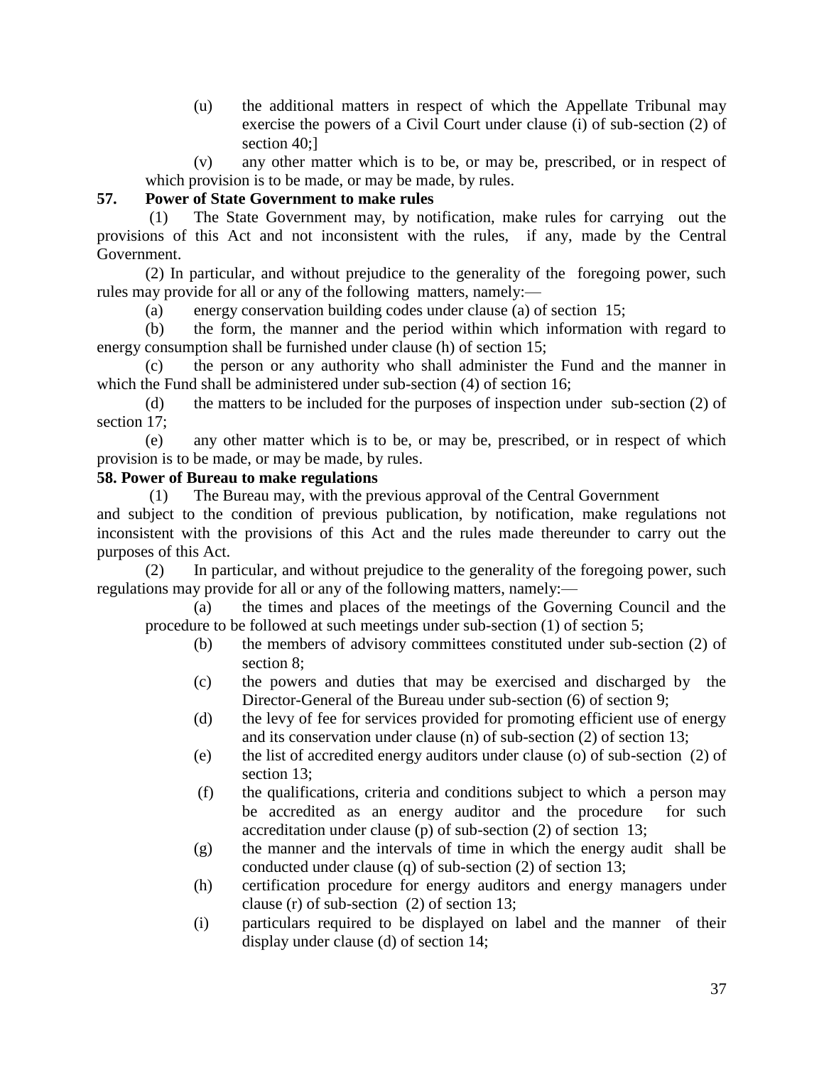(u) the additional matters in respect of which the Appellate Tribunal may exercise the powers of a Civil Court under clause (i) of sub-section (2) of section 40;]

(v) any other matter which is to be, or may be, prescribed, or in respect of which provision is to be made, or may be made, by rules.

**57. Power of State Government to make rules**

(1) The State Government may, by notification, make rules for carrying out the provisions of this Act and not inconsistent with the rules, if any, made by the Central Government.

(2) In particular, and without prejudice to the generality of the foregoing power, such rules may provide for all or any of the following matters, namely:—

(a) energy conservation building codes under clause (a) of section 15;

(b) the form, the manner and the period within which information with regard to energy consumption shall be furnished under clause (h) of section 15;

(c) the person or any authority who shall administer the Fund and the manner in which the Fund shall be administered under sub-section (4) of section 16;

(d) the matters to be included for the purposes of inspection under sub-section (2) of section 17;

(e) any other matter which is to be, or may be, prescribed, or in respect of which provision is to be made, or may be made, by rules.

**58. Power of Bureau to make regulations**

(1) The Bureau may, with the previous approval of the Central Government and subject to the condition of previous publication, by notification, make regulations not inconsistent with the provisions of this Act and the rules made thereunder to carry out the purposes of this Act.

(2) In particular, and without prejudice to the generality of the foregoing power, such regulations may provide for all or any of the following matters, namely:—

(a) the times and places of the meetings of the Governing Council and the procedure to be followed at such meetings under sub-section (1) of section 5;

(b) the members of advisory committees constituted under sub-section (2) of section 8;

(c) the powers and duties that may be exercised and discharged by the Director-General of the Bureau under sub-section (6) of section 9;

(d) the levy of fee for services provided for promoting efficient use of energy and its conservation under clause (n) of sub-section (2) of section 13;

(e) the list of accredited energy auditors under clause (o) of sub-section (2) of section 13;

(f) the qualifications, criteria and conditions subject to which a person may be accredited as an energy auditor and the procedure for such accreditation under clause (p) of sub-section (2) of section 13;

(g) the manner and the intervals of time in which the energy audit shall be conducted under clause (q) of sub-section (2) of section 13;

(h) certification procedure for energy auditors and energy managers under clause (r) of sub-section (2) of section 13;

(i) particulars required to be displayed on label and the manner of their display under clause (d) of section 14;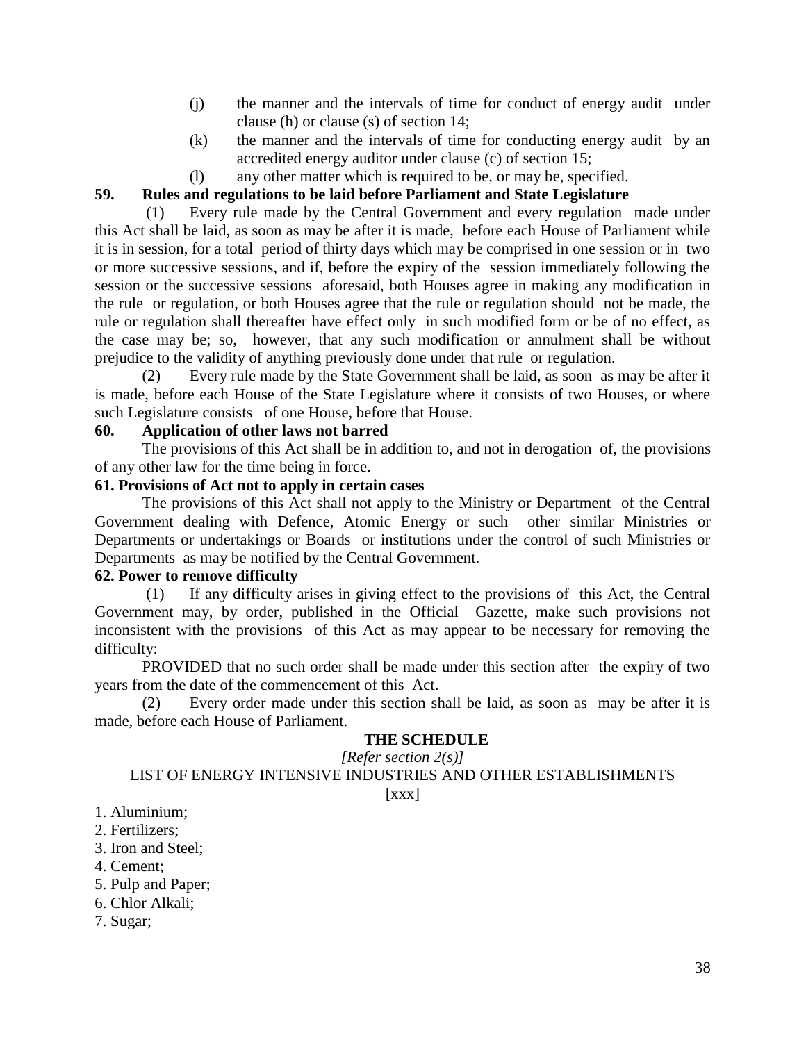(j) the manner and the intervals of time for conduct of energy audit under clause (h) or clause (s) of section 14;

(k) the manner and the intervals of time for conducting energy audit by an accredited energy auditor under clause (c) of section 15;

(l) any other matter which is required to be, or may be, specified.

**59. Rules and regulations to be laid before Parliament and State Legislature**

(1) Every rule made by the Central Government and every regulation made under this Act shall be laid, as soon as may be after it is made, before each House of Parliament while it is in session, for a total period of thirty days which may be comprised in one session or in two or more successive sessions, and if, before the expiry of the session immediately following the session or the successive sessions aforesaid, both Houses agree in making any modification in the rule or regulation, or both Houses agree that the rule or regulation should not be made, the rule or regulation shall thereafter have effect only in such modified form or be of no effect, as the case may be; so, however, that any such modification or annulment shall be without prejudice to the validity of anything previously done under that rule or regulation.

(2) Every rule made by the State Government shall be laid, as soon as may be after it is made, before each House of the State Legislature where it consists of two Houses, or where such Legislature consists of one House, before that House.

**60. Application of other laws not barred**

The provisions of this Act shall be in addition to, and not in derogation of, the provisions of any other law for the time being in force.

**61. Provisions of Act not to apply in certain cases**

The provisions of this Act shall not apply to the Ministry or Department of the Central Government dealing with Defence, Atomic Energy or such other similar Ministries or Departments or undertakings or Boards or institutions under the control of such Ministries or Departments as may be notified by the Central Government.

**62. Power to remove difficulty**

(1) If any difficulty arises in giving effect to the provisions of this Act, the Central Government may, by order, published in the Official Gazette, make such provisions not inconsistent with the provisions of this Act as may appear to be necessary for removing the difficulty:

PROVIDED that no such order shall be made under this section after the expiry of two years from the date of the commencement of this Act.

(2) Every order made under this section shall be laid, as soon as may be after it is made, before each House of Parliament.

**THE SCHEDULE**

*[Refer section 2(s)]*

LIST OF ENERGY INTENSIVE INDUSTRIES AND OTHER ESTABLISHMENTS

[xxx]

1. Aluminium;
2. Fertilizers;
3. Iron and Steel;
4. Cement;
5. Pulp and Paper;
6. Chlor Alkali;
7. Sugar;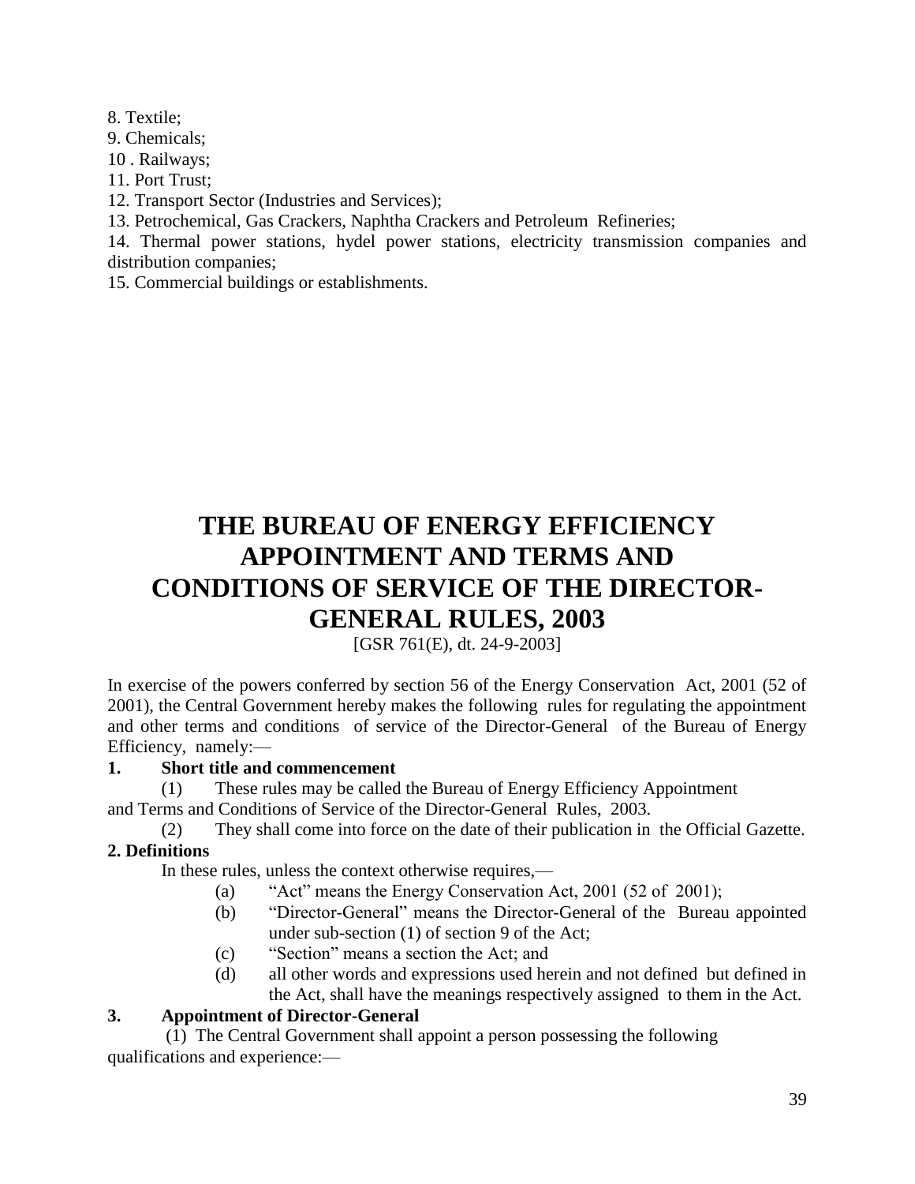8. Textile;
9. Chemicals;
10 . Railways;
11. Port Trust;
12. Transport Sector (Industries and Services);
13. Petrochemical, Gas Crackers, Naphtha Crackers and Petroleum Refineries;
14. Thermal power stations, hydel power stations, electricity transmission companies and distribution companies;
15. Commercial buildings or establishments.

# THE BUREAU OF ENERGY EFFICIENCY APPOINTMENT AND TERMS AND CONDITIONS OF SERVICE OF THE DIRECTOR-GENERAL RULES, 2003

[GSR 761(E), dt. 24-9-2003]

In exercise of the powers conferred by section 56 of the Energy Conservation Act, 2001 (52 of 2001), the Central Government hereby makes the following rules for regulating the appointment and other terms and conditions of service of the Director-General of the Bureau of Energy Efficiency, namely:—

**1. Short title and commencement**

(1) These rules may be called the Bureau of Energy Efficiency Appointment and Terms and Conditions of Service of the Director-General Rules, 2003.

(2) They shall come into force on the date of their publication in the Official Gazette.

**2. Definitions**

In these rules, unless the context otherwise requires,—

(a) "Act" means the Energy Conservation Act, 2001 (52 of 2001);

(b) "Director-General" means the Director-General of the Bureau appointed under sub-section (1) of section 9 of the Act;

(c) "Section" means a section the Act; and

(d) all other words and expressions used herein and not defined but defined in the Act, shall have the meanings respectively assigned to them in the Act.

**3. Appointment of Director-General**

(1) The Central Government shall appoint a person possessing the following qualifications and experience:—